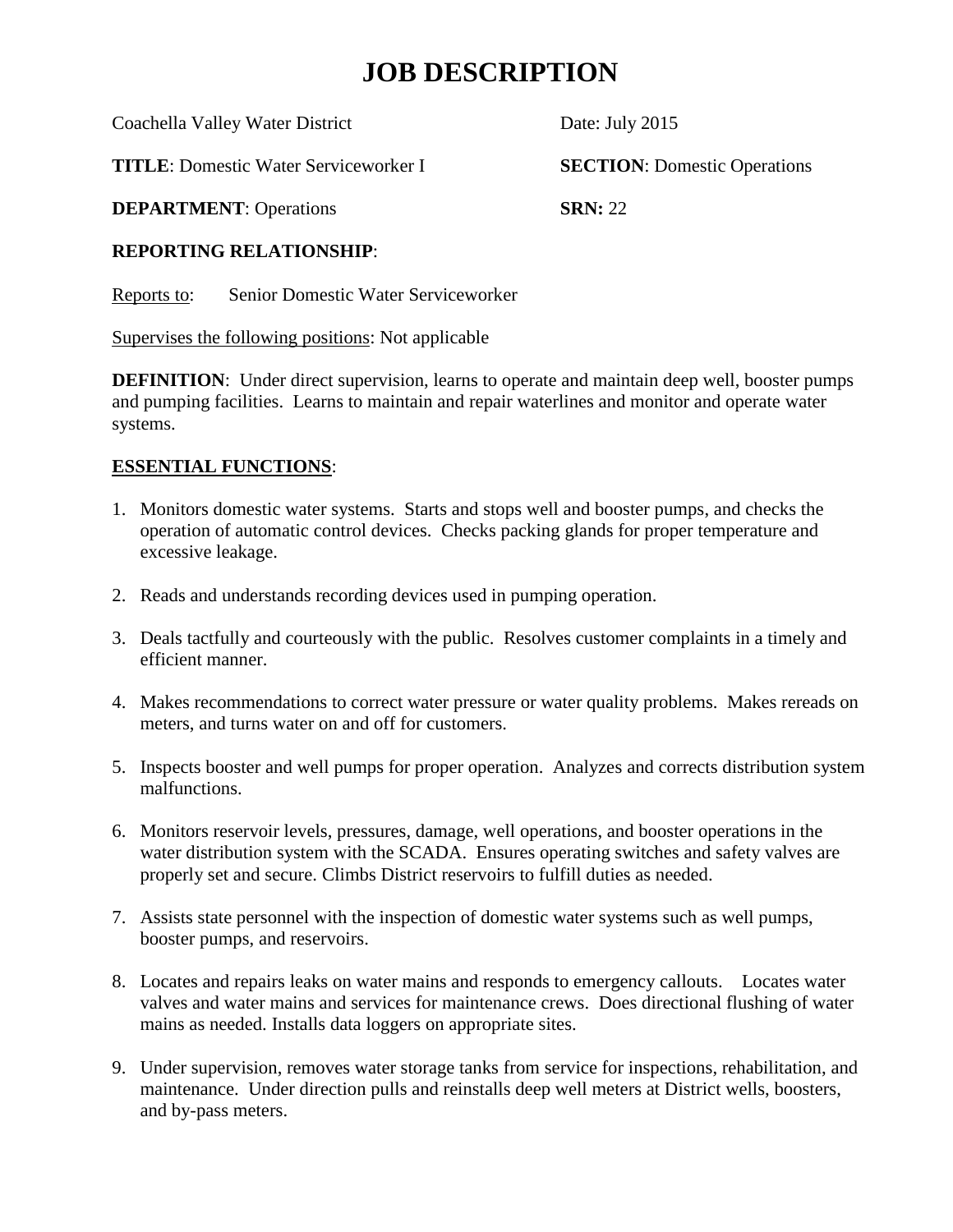# JOB DESCRIPTION

Coachella Valley Water District | Date: July 2015

**TITLE**: Domestic Water Serviceworker I | **SECTION**: Domestic Operations

**DEPARTMENT**: Operations | **SRN:** 22

**REPORTING RELATIONSHIP**:

Reports to: Senior Domestic Water Serviceworker

Supervises the following positions: Not applicable

**DEFINITION**: Under direct supervision, learns to operate and maintain deep well, booster pumps and pumping facilities. Learns to maintain and repair waterlines and monitor and operate water systems.

## ESSENTIAL FUNCTIONS:

1. Monitors domestic water systems. Starts and stops well and booster pumps, and checks the operation of automatic control devices. Checks packing glands for proper temperature and excessive leakage.

2. Reads and understands recording devices used in pumping operation.

3. Deals tactfully and courteously with the public. Resolves customer complaints in a timely and efficient manner.

4. Makes recommendations to correct water pressure or water quality problems. Makes rereads on meters, and turns water on and off for customers.

5. Inspects booster and well pumps for proper operation. Analyzes and corrects distribution system malfunctions.

6. Monitors reservoir levels, pressures, damage, well operations, and booster operations in the water distribution system with the SCADA. Ensures operating switches and safety valves are properly set and secure. Climbs District reservoirs to fulfill duties as needed.

7. Assists state personnel with the inspection of domestic water systems such as well pumps, booster pumps, and reservoirs.

8. Locates and repairs leaks on water mains and responds to emergency callouts. Locates water valves and water mains and services for maintenance crews. Does directional flushing of water mains as needed. Installs data loggers on appropriate sites.

9. Under supervision, removes water storage tanks from service for inspections, rehabilitation, and maintenance. Under direction pulls and reinstalls deep well meters at District wells, boosters, and by-pass meters.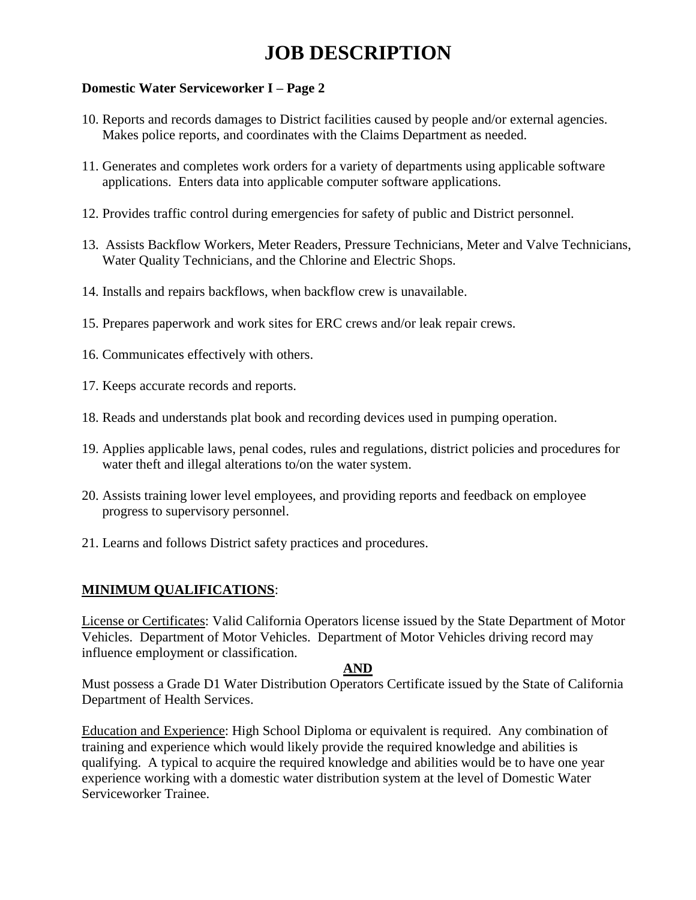# JOB DESCRIPTION

**Domestic Water Serviceworker I – Page 2**

10. Reports and records damages to District facilities caused by people and/or external agencies. Makes police reports, and coordinates with the Claims Department as needed.

11. Generates and completes work orders for a variety of departments using applicable software applications. Enters data into applicable computer software applications.

12. Provides traffic control during emergencies for safety of public and District personnel.

13. Assists Backflow Workers, Meter Readers, Pressure Technicians, Meter and Valve Technicians, Water Quality Technicians, and the Chlorine and Electric Shops.

14. Installs and repairs backflows, when backflow crew is unavailable.

15. Prepares paperwork and work sites for ERC crews and/or leak repair crews.

16. Communicates effectively with others.

17. Keeps accurate records and reports.

18. Reads and understands plat book and recording devices used in pumping operation.

19. Applies applicable laws, penal codes, rules and regulations, district policies and procedures for water theft and illegal alterations to/on the water system.

20. Assists training lower level employees, and providing reports and feedback on employee progress to supervisory personnel.

21. Learns and follows District safety practices and procedures.

## MINIMUM QUALIFICATIONS:

License or Certificates: Valid California Operators license issued by the State Department of Motor Vehicles. Department of Motor Vehicles. Department of Motor Vehicles driving record may influence employment or classification.

**AND**

Must possess a Grade D1 Water Distribution Operators Certificate issued by the State of California Department of Health Services.

Education and Experience: High School Diploma or equivalent is required. Any combination of training and experience which would likely provide the required knowledge and abilities is qualifying. A typical to acquire the required knowledge and abilities would be to have one year experience working with a domestic water distribution system at the level of Domestic Water Serviceworker Trainee.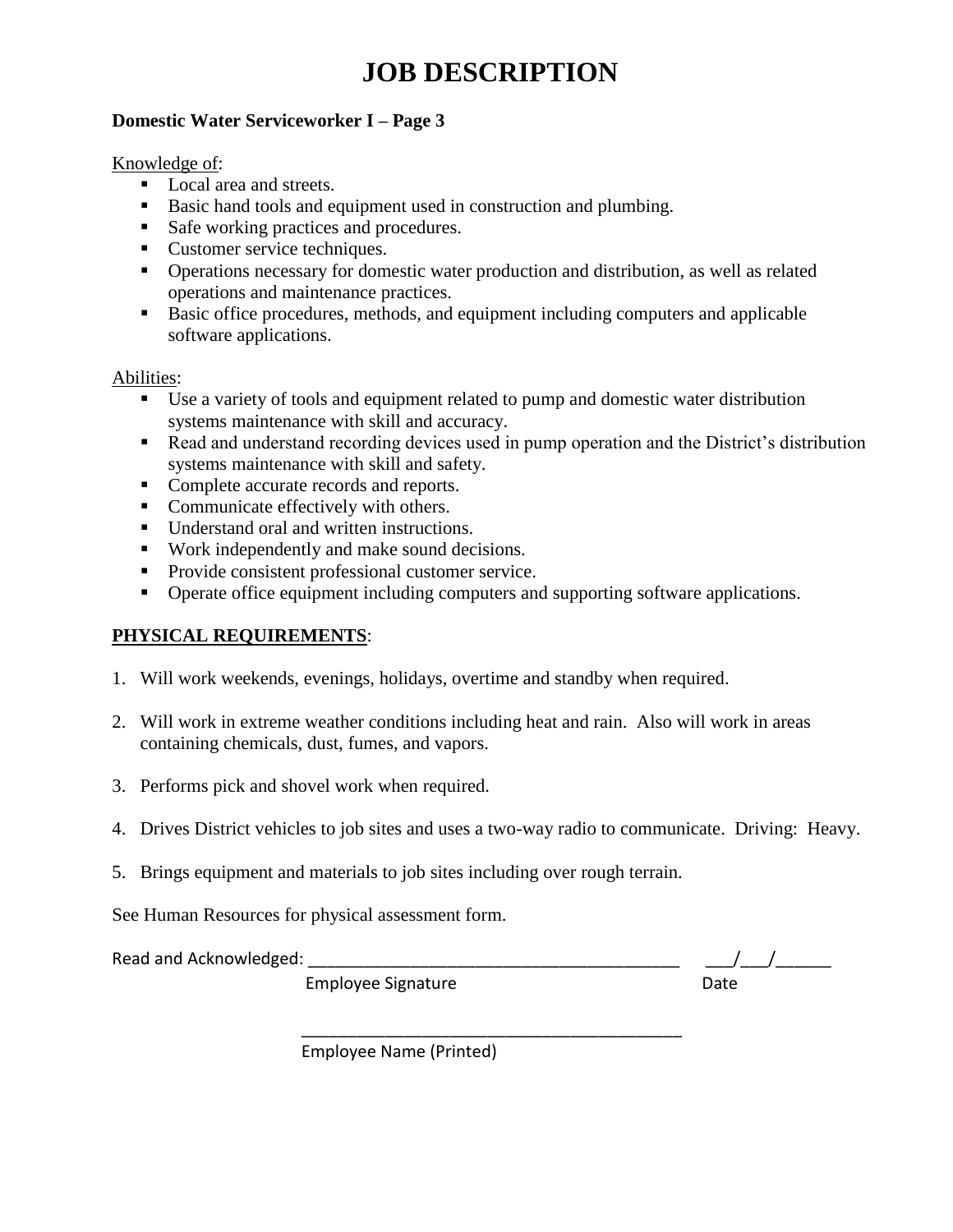# JOB DESCRIPTION

**Domestic Water Serviceworker I – Page 3**

Knowledge of:

- Local area and streets.
- Basic hand tools and equipment used in construction and plumbing.
- Safe working practices and procedures.
- Customer service techniques.
- Operations necessary for domestic water production and distribution, as well as related operations and maintenance practices.
- Basic office procedures, methods, and equipment including computers and applicable software applications.

Abilities:

- Use a variety of tools and equipment related to pump and domestic water distribution systems maintenance with skill and accuracy.
- Read and understand recording devices used in pump operation and the District's distribution systems maintenance with skill and safety.
- Complete accurate records and reports.
- Communicate effectively with others.
- Understand oral and written instructions.
- Work independently and make sound decisions.
- Provide consistent professional customer service.
- Operate office equipment including computers and supporting software applications.

**PHYSICAL REQUIREMENTS**:

1. Will work weekends, evenings, holidays, overtime and standby when required.
2. Will work in extreme weather conditions including heat and rain. Also will work in areas containing chemicals, dust, fumes, and vapors.
3. Performs pick and shovel work when required.
4. Drives District vehicles to job sites and uses a two-way radio to communicate. Driving: Heavy.
5. Brings equipment and materials to job sites including over rough terrain.

See Human Resources for physical assessment form.

Read and Acknowledged: _________________________________________ ___/___/______

Employee Signature Date

_________________________________________

Employee Name (Printed)